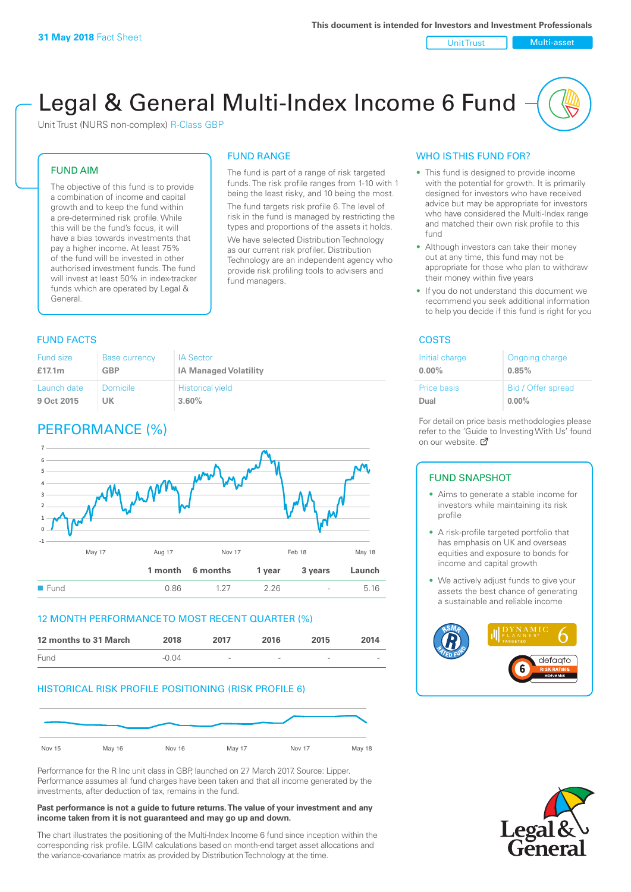**31 May 2018** Fact Sheet

**This document is intended for Investors and Investment Professionals**

Unit Trust | Multi-asset

# Legal & General Multi-Index Income 6 Fund

Unit Trust (NURS non-complex) R-Class GBP

## FUND AIM

The objective of this fund is to provide a combination of income and capital growth and to keep the fund within a pre-determined risk profile. While this will be the fund's focus, it will have a bias towards investments that pay a higher income. At least 75% of the fund will be invested in other authorised investment funds. The fund will invest at least 50% in index-tracker funds which are operated by Legal & General.

## FUND RANGE

The fund is part of a range of risk targeted funds. The risk profile ranges from 1-10 with 1 being the least risky, and 10 being the most.

The fund targets risk profile 6. The level of risk in the fund is managed by restricting the types and proportions of the assets it holds.

We have selected Distribution Technology as our current risk profiler. Distribution Technology are an independent agency who provide risk profiling tools to advisers and fund managers.

## WHO IS THIS FUND FOR?

- This fund is designed to provide income with the potential for growth. It is primarily designed for investors who have received advice but may be appropriate for investors who have considered the Multi-Index range and matched their own risk profile to this fund
- Although investors can take their money out at any time, this fund may not be appropriate for those who plan to withdraw their money within five years
- If you do not understand this document we recommend you seek additional information to help you decide if this fund is right for you

## FUND FACTS

| Fund size | Base currency | IA Sector |
|---|---|---|
| **£17.1m** | **GBP** | **IA Managed Volatility** |
| **Launch date** | **Domicile** | **Historical yield** |
| **9 Oct 2015** | **UK** | **3.60%** |

## COSTS

| Initial charge | Ongoing charge |
|---|---|
| **0.00%** | **0.85%** |
| **Price basis** | **Bid / Offer spread** |
| **Dual** | **0.00%** |

For detail on price basis methodologies please refer to the 'Guide to Investing With Us' found on our website.

## PERFORMANCE (%)

| | 1 month | 6 months | 1 year | 3 years | Launch |
|---|---|---|---|---|---|
| Fund | 0.86 | 1.27 | 2.26 | - | 5.16 |

## 12 MONTH PERFORMANCE TO MOST RECENT QUARTER (%)

| 12 months to 31 March | 2018 | 2017 | 2016 | 2015 | 2014 |
|---|---|---|---|---|---|
| Fund | -0.04 | - | - | - | - |

## HISTORICAL RISK PROFILE POSITIONING (RISK PROFILE 6)

Performance for the R Inc unit class in GBP, launched on 27 March 2017. Source: Lipper. Performance assumes all fund charges have been taken and that all income generated by the investments, after deduction of tax, remains in the fund.

**Past performance is not a guide to future returns. The value of your investment and any income taken from it is not guaranteed and may go up and down.**

The chart illustrates the positioning of the Multi-Index Income 6 fund since inception within the corresponding risk profile. LGIM calculations based on month-end target asset allocations and the variance-covariance matrix as provided by Distribution Technology at the time.

## FUND SNAPSHOT

- Aims to generate a stable income for investors while maintaining its risk profile
- A risk-profile targeted portfolio that has emphasis on UK and overseas equities and exposure to bonds for income and capital growth
- We actively adjust funds to give your assets the best chance of generating a sustainable and reliable income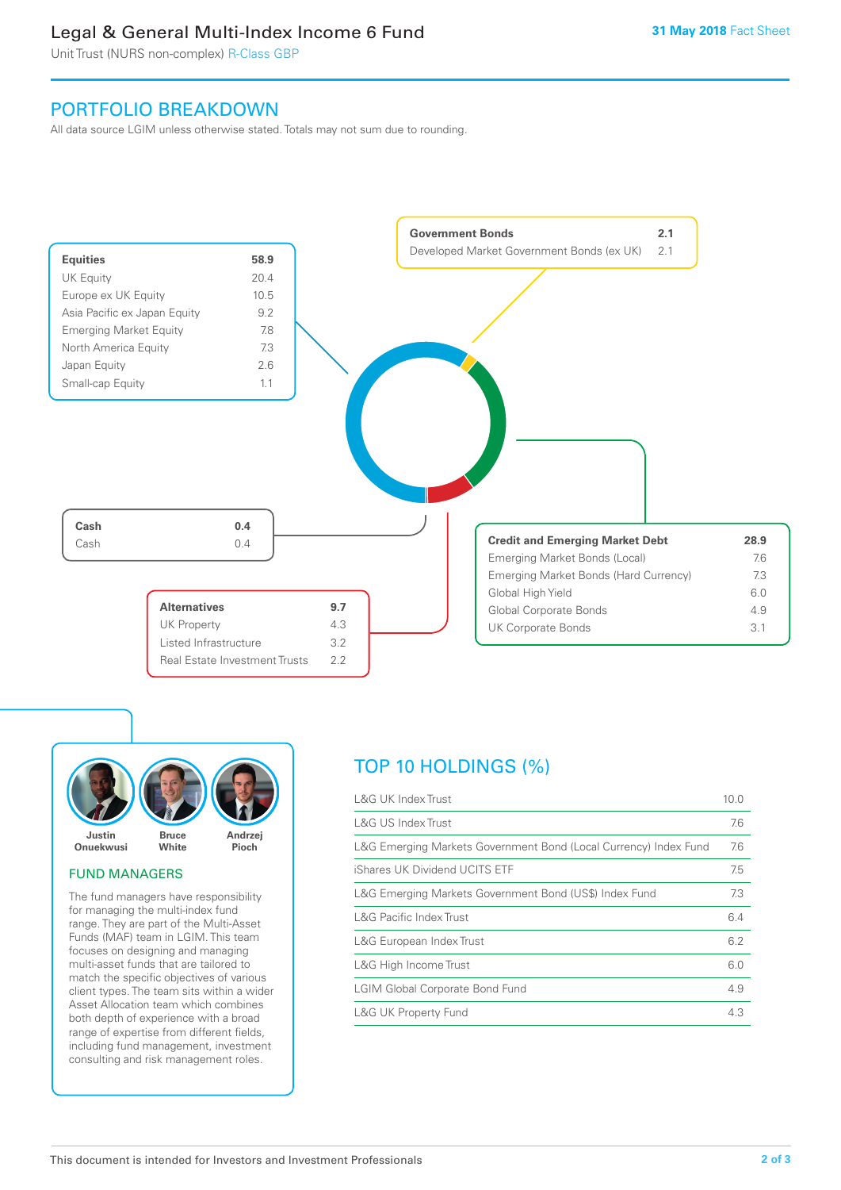# Legal & General Multi-Index Income 6 Fund

Unit Trust (NURS non-complex) R-Class GBP

**31 May 2018** Fact Sheet

## PORTFOLIO BREAKDOWN

All data source LGIM unless otherwise stated. Totals may not sum due to rounding.

| **Equities** | **58.9** |
|---|---|
| UK Equity | 20.4 |
| Europe ex UK Equity | 10.5 |
| Asia Pacific ex Japan Equity | 9.2 |
| Emerging Market Equity | 7.8 |
| North America Equity | 7.3 |
| Japan Equity | 2.6 |
| Small-cap Equity | 1.1 |

| **Government Bonds** | **2.1** |
|---|---|
| Developed Market Government Bonds (ex UK) | 2.1 |

| **Cash** | **0.4** |
|---|---|
| Cash | 0.4 |

| **Credit and Emerging Market Debt** | **28.9** |
|---|---|
| Emerging Market Bonds (Local) | 7.6 |
| Emerging Market Bonds (Hard Currency) | 7.3 |
| Global High Yield | 6.0 |
| Global Corporate Bonds | 4.9 |
| UK Corporate Bonds | 3.1 |

| **Alternatives** | **9.7** |
|---|---|
| UK Property | 4.3 |
| Listed Infrastructure | 3.2 |
| Real Estate Investment Trusts | 2.2 |

Justin Onuekwusi, Bruce White, Andrzej Pioch

### FUND MANAGERS

The fund managers have responsibility for managing the multi-index fund range. They are part of the Multi-Asset Funds (MAF) team in LGIM. This team focuses on designing and managing multi-asset funds that are tailored to match the specific objectives of various client types. The team sits within a wider Asset Allocation team which combines both depth of experience with a broad range of expertise from different fields, including fund management, investment consulting and risk management roles.

## TOP 10 HOLDINGS (%)

| Holding | % |
|---|---|
| L&G UK Index Trust | 10.0 |
| L&G US Index Trust | 7.6 |
| L&G Emerging Markets Government Bond (Local Currency) Index Fund | 7.6 |
| iShares UK Dividend UCITS ETF | 7.5 |
| L&G Emerging Markets Government Bond (US$) Index Fund | 7.3 |
| L&G Pacific Index Trust | 6.4 |
| L&G European Index Trust | 6.2 |
| L&G High Income Trust | 6.0 |
| LGIM Global Corporate Bond Fund | 4.9 |
| L&G UK Property Fund | 4.3 |

This document is intended for Investors and Investment Professionals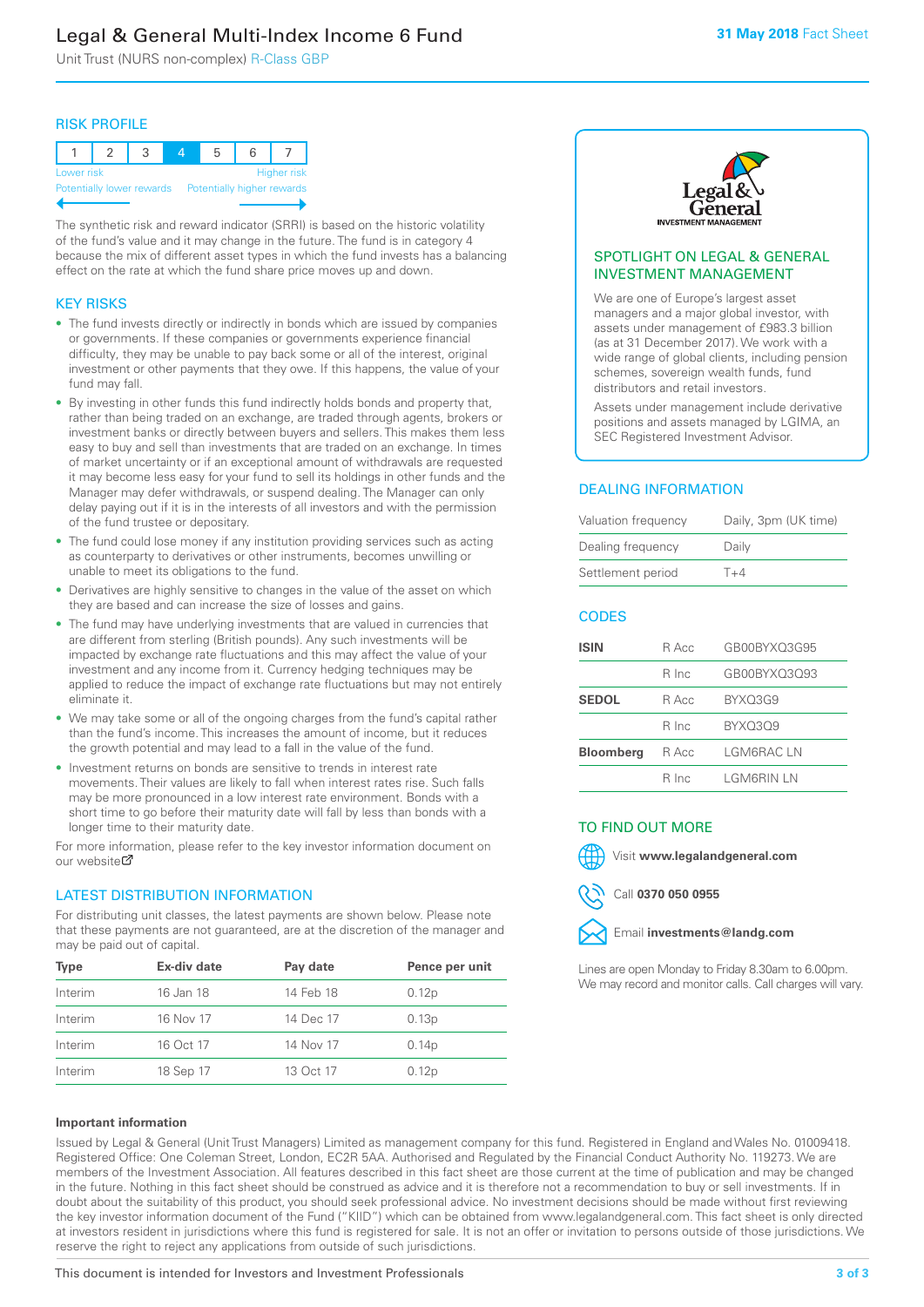# Legal & General Multi-Index Income 6 Fund

Unit Trust (NURS non-complex) R-Class GBP

**31 May 2018** Fact Sheet

## RISK PROFILE

| 1 | 2 | 3 | 4 | 5 | 6 | 7 |
|---|---|---|---|---|---|---|

Lower risk — Higher risk

Potentially lower rewards — Potentially higher rewards

The synthetic risk and reward indicator (SRRI) is based on the historic volatility of the fund's value and it may change in the future. The fund is in category 4 because the mix of different asset types in which the fund invests has a balancing effect on the rate at which the fund share price moves up and down.

## KEY RISKS

- The fund invests directly or indirectly in bonds which are issued by companies or governments. If these companies or governments experience financial difficulty, they may be unable to pay back some or all of the interest, original investment or other payments that they owe. If this happens, the value of your fund may fall.
- By investing in other funds this fund indirectly holds bonds and property that, rather than being traded on an exchange, are traded through agents, brokers or investment banks or directly between buyers and sellers. This makes them less easy to buy and sell than investments that are traded on an exchange. In times of market uncertainty or if an exceptional amount of withdrawals are requested it may become less easy for your fund to sell its holdings in other funds and the Manager may defer withdrawals, or suspend dealing. The Manager can only delay paying out if it is in the interests of all investors and with the permission of the fund trustee or depositary.
- The fund could lose money if any institution providing services such as acting as counterparty to derivatives or other instruments, becomes unwilling or unable to meet its obligations to the fund.
- Derivatives are highly sensitive to changes in the value of the asset on which they are based and can increase the size of losses and gains.
- The fund may have underlying investments that are valued in currencies that are different from sterling (British pounds). Any such investments will be impacted by exchange rate fluctuations and this may affect the value of your investment and any income from it. Currency hedging techniques may be applied to reduce the impact of exchange rate fluctuations but may not entirely eliminate it.
- We may take some or all of the ongoing charges from the fund's capital rather than the fund's income. This increases the amount of income, but it reduces the growth potential and may lead to a fall in the value of the fund.
- Investment returns on bonds are sensitive to trends in interest rate movements. Their values are likely to fall when interest rates rise. Such falls may be more pronounced in a low interest rate environment. Bonds with a short time to go before their maturity date will fall by less than bonds with a longer time to their maturity date.

For more information, please refer to the key investor information document on our website

## LATEST DISTRIBUTION INFORMATION

For distributing unit classes, the latest payments are shown below. Please note that these payments are not guaranteed, are at the discretion of the manager and may be paid out of capital.

| Type | Ex-div date | Pay date | Pence per unit |
|---|---|---|---|
| Interim | 16 Jan 18 | 14 Feb 18 | 0.12p |
| Interim | 16 Nov 17 | 14 Dec 17 | 0.13p |
| Interim | 16 Oct 17 | 14 Nov 17 | 0.14p |
| Interim | 18 Sep 17 | 13 Oct 17 | 0.12p |

## SPOTLIGHT ON LEGAL & GENERAL INVESTMENT MANAGEMENT

We are one of Europe's largest asset managers and a major global investor, with assets under management of £983.3 billion (as at 31 December 2017). We work with a wide range of global clients, including pension schemes, sovereign wealth funds, fund distributors and retail investors.

Assets under management include derivative positions and assets managed by LGIMA, an SEC Registered Investment Advisor.

## DEALING INFORMATION

| | |
|---|---|
| Valuation frequency | Daily, 3pm (UK time) |
| Dealing frequency | Daily |
| Settlement period | T+4 |

## CODES

| | | |
|---|---|---|
| **ISIN** | R Acc | GB00BYXQ3G95 |
| | R Inc | GB00BYXQ3Q93 |
| **SEDOL** | R Acc | BYXQ3G9 |
| | R Inc | BYXQ3Q9 |
| **Bloomberg** | R Acc | LGM6RAC LN |
| | R Inc | LGM6RIN LN |

## TO FIND OUT MORE

Visit **www.legalandgeneral.com**

Call **0370 050 0955**

Email **investments@landg.com**

Lines are open Monday to Friday 8.30am to 6.00pm. We may record and monitor calls. Call charges will vary.

**Important information**

Issued by Legal & General (Unit Trust Managers) Limited as management company for this fund. Registered in England and Wales No. 01009418. Registered Office: One Coleman Street, London, EC2R 5AA. Authorised and Regulated by the Financial Conduct Authority No. 119273. We are members of the Investment Association. All features described in this fact sheet are those current at the time of publication and may be changed in the future. Nothing in this fact sheet should be construed as advice and it is therefore not a recommendation to buy or sell investments. If in doubt about the suitability of this product, you should seek professional advice. No investment decisions should be made without first reviewing the key investor information document of the Fund ("KIID") which can be obtained from www.legalandgeneral.com. This fact sheet is only directed at investors resident in jurisdictions where this fund is registered for sale. It is not an offer or invitation to persons outside of those jurisdictions. We reserve the right to reject any applications from outside of such jurisdictions.

This document is intended for Investors and Investment Professionals